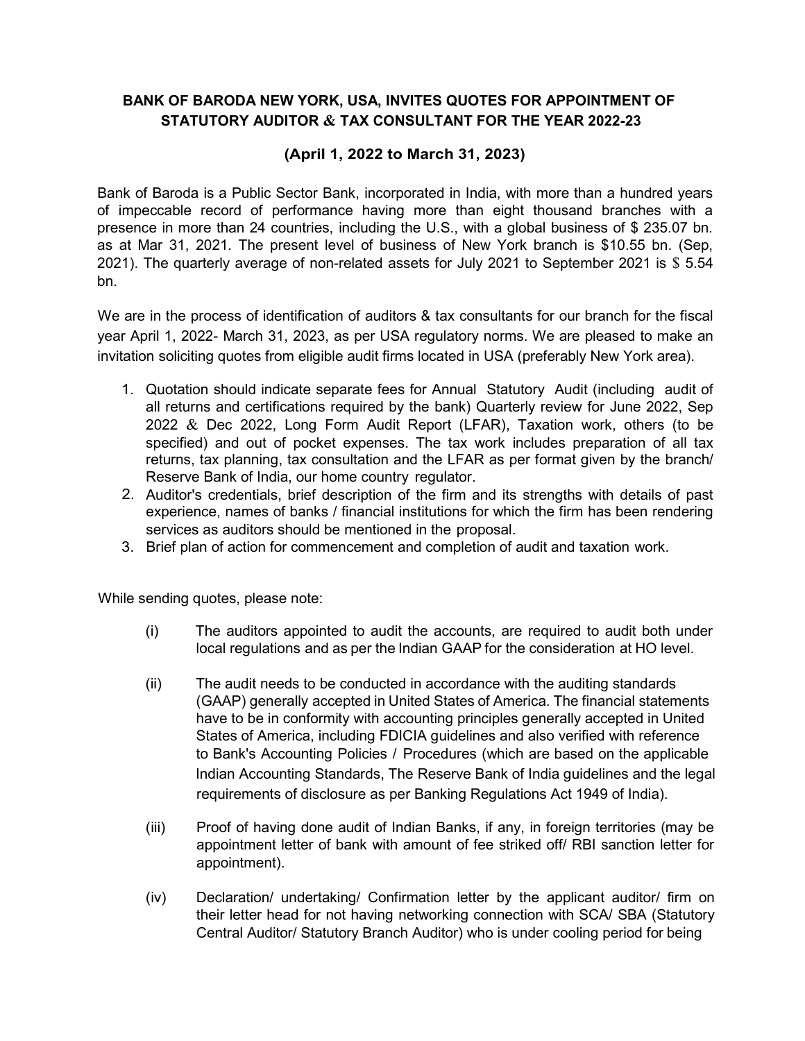**BANK OF BARODA NEW YORK, USA, INVITES QUOTES FOR APPOINTMENT OF STATUTORY AUDITOR & TAX CONSULTANT FOR THE YEAR 2022-23**

**(April 1, 2022 to March 31, 2023)**

Bank of Baroda is a Public Sector Bank, incorporated in India, with more than a hundred years of impeccable record of performance having more than eight thousand branches with a presence in more than 24 countries, including the U.S., with a global business of $ 235.07 bn. as at Mar 31, 2021. The present level of business of New York branch is $10.55 bn. (Sep, 2021). The quarterly average of non-related assets for July 2021 to September 2021 is $ 5.54 bn.

We are in the process of identification of auditors & tax consultants for our branch for the fiscal year April 1, 2022- March 31, 2023, as per USA regulatory norms. We are pleased to make an invitation soliciting quotes from eligible audit firms located in USA (preferably New York area).

1. Quotation should indicate separate fees for Annual Statutory Audit (including audit of all returns and certifications required by the bank) Quarterly review for June 2022, Sep 2022 & Dec 2022, Long Form Audit Report (LFAR), Taxation work, others (to be specified) and out of pocket expenses. The tax work includes preparation of all tax returns, tax planning, tax consultation and the LFAR as per format given by the branch/ Reserve Bank of India, our home country regulator.
2. Auditor's credentials, brief description of the firm and its strengths with details of past experience, names of banks / financial institutions for which the firm has been rendering services as auditors should be mentioned in the proposal.
3. Brief plan of action for commencement and completion of audit and taxation work.

While sending quotes, please note:

(i) The auditors appointed to audit the accounts, are required to audit both under local regulations and as per the Indian GAAP for the consideration at HO level.

(ii) The audit needs to be conducted in accordance with the auditing standards (GAAP) generally accepted in United States of America. The financial statements have to be in conformity with accounting principles generally accepted in United States of America, including FDICIA guidelines and also verified with reference to Bank's Accounting Policies / Procedures (which are based on the applicable Indian Accounting Standards, The Reserve Bank of India guidelines and the legal requirements of disclosure as per Banking Regulations Act 1949 of India).

(iii) Proof of having done audit of Indian Banks, if any, in foreign territories (may be appointment letter of bank with amount of fee striked off/ RBI sanction letter for appointment).

(iv) Declaration/ undertaking/ Confirmation letter by the applicant auditor/ firm on their letter head for not having networking connection with SCA/ SBA (Statutory Central Auditor/ Statutory Branch Auditor) who is under cooling period for being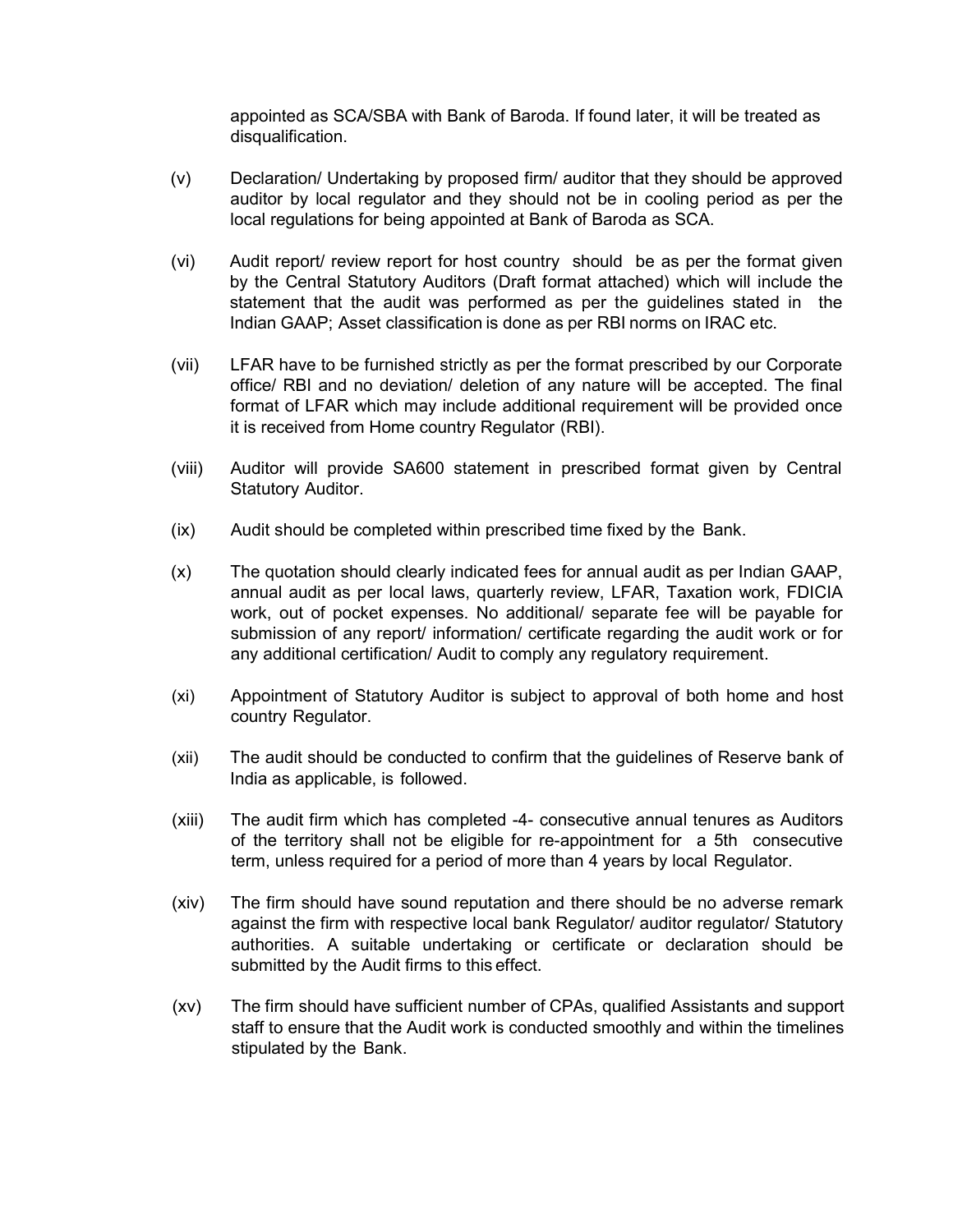appointed as SCA/SBA with Bank of Baroda. If found later, it will be treated as disqualification.

(v) Declaration/ Undertaking by proposed firm/ auditor that they should be approved auditor by local regulator and they should not be in cooling period as per the local regulations for being appointed at Bank of Baroda as SCA.

(vi) Audit report/ review report for host country should be as per the format given by the Central Statutory Auditors (Draft format attached) which will include the statement that the audit was performed as per the guidelines stated in the Indian GAAP; Asset classification is done as per RBI norms on IRAC etc.

(vii) LFAR have to be furnished strictly as per the format prescribed by our Corporate office/ RBI and no deviation/ deletion of any nature will be accepted. The final format of LFAR which may include additional requirement will be provided once it is received from Home country Regulator (RBI).

(viii) Auditor will provide SA600 statement in prescribed format given by Central Statutory Auditor.

(ix) Audit should be completed within prescribed time fixed by the Bank.

(x) The quotation should clearly indicated fees for annual audit as per Indian GAAP, annual audit as per local laws, quarterly review, LFAR, Taxation work, FDICIA work, out of pocket expenses. No additional/ separate fee will be payable for submission of any report/ information/ certificate regarding the audit work or for any additional certification/ Audit to comply any regulatory requirement.

(xi) Appointment of Statutory Auditor is subject to approval of both home and host country Regulator.

(xii) The audit should be conducted to confirm that the guidelines of Reserve bank of India as applicable, is followed.

(xiii) The audit firm which has completed -4- consecutive annual tenures as Auditors of the territory shall not be eligible for re-appointment for a 5th consecutive term, unless required for a period of more than 4 years by local Regulator.

(xiv) The firm should have sound reputation and there should be no adverse remark against the firm with respective local bank Regulator/ auditor regulator/ Statutory authorities. A suitable undertaking or certificate or declaration should be submitted by the Audit firms to this effect.

(xv) The firm should have sufficient number of CPAs, qualified Assistants and support staff to ensure that the Audit work is conducted smoothly and within the timelines stipulated by the Bank.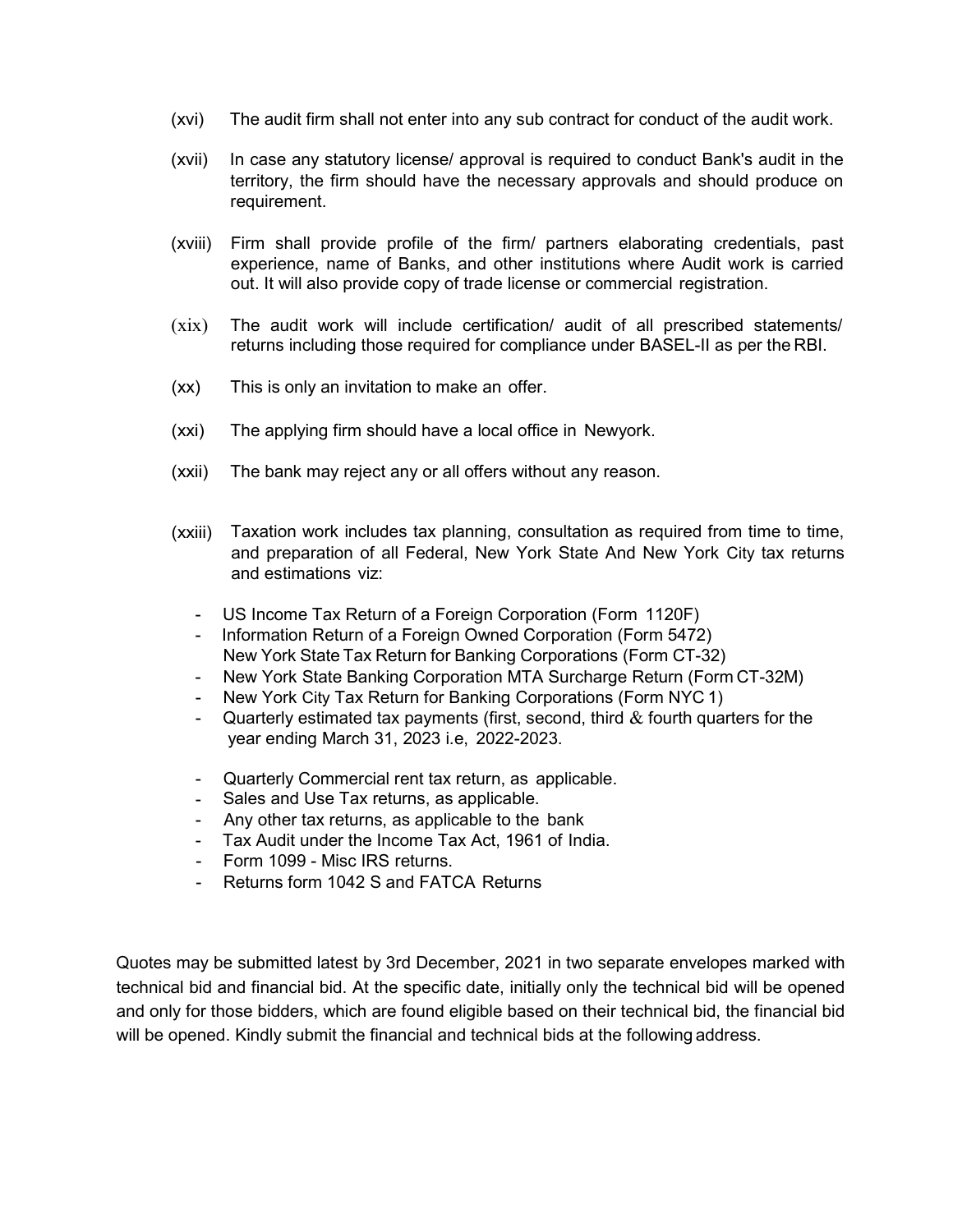(xvi) The audit firm shall not enter into any sub contract for conduct of the audit work.

(xvii) In case any statutory license/ approval is required to conduct Bank's audit in the territory, the firm should have the necessary approvals and should produce on requirement.

(xviii) Firm shall provide profile of the firm/ partners elaborating credentials, past experience, name of Banks, and other institutions where Audit work is carried out. It will also provide copy of trade license or commercial registration.

(xix) The audit work will include certification/ audit of all prescribed statements/ returns including those required for compliance under BASEL-II as per the RBI.

(xx) This is only an invitation to make an offer.

(xxi) The applying firm should have a local office in Newyork.

(xxii) The bank may reject any or all offers without any reason.

(xxiii) Taxation work includes tax planning, consultation as required from time to time, and preparation of all Federal, New York State And New York City tax returns and estimations viz:

- US Income Tax Return of a Foreign Corporation (Form 1120F)
- Information Return of a Foreign Owned Corporation (Form 5472)
  New York State Tax Return for Banking Corporations (Form CT-32)
- New York State Banking Corporation MTA Surcharge Return (Form CT-32M)
- New York City Tax Return for Banking Corporations (Form NYC 1)
- Quarterly estimated tax payments (first, second, third & fourth quarters for the year ending March 31, 2023 i.e, 2022-2023.
- Quarterly Commercial rent tax return, as applicable.
- Sales and Use Tax returns, as applicable.
- Any other tax returns, as applicable to the bank
- Tax Audit under the Income Tax Act, 1961 of India.
- Form 1099 - Misc IRS returns.
- Returns form 1042 S and FATCA Returns

Quotes may be submitted latest by 3rd December, 2021 in two separate envelopes marked with technical bid and financial bid. At the specific date, initially only the technical bid will be opened and only for those bidders, which are found eligible based on their technical bid, the financial bid will be opened. Kindly submit the financial and technical bids at the following address.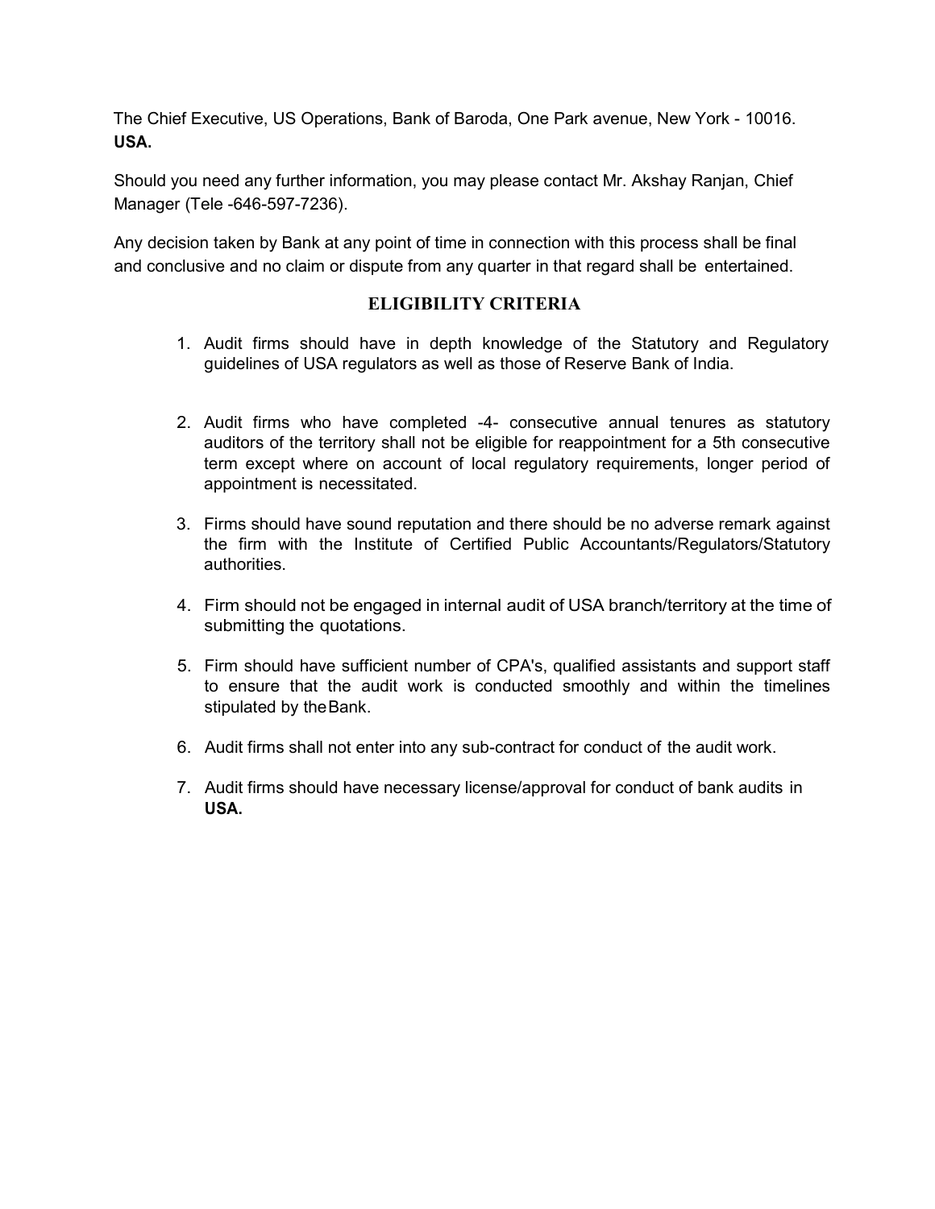The Chief Executive, US Operations, Bank of Baroda, One Park avenue, New York - 10016. **USA.**

Should you need any further information, you may please contact Mr. Akshay Ranjan, Chief Manager (Tele -646-597-7236).

Any decision taken by Bank at any point of time in connection with this process shall be final and conclusive and no claim or dispute from any quarter in that regard shall be entertained.

## ELIGIBILITY CRITERIA

1. Audit firms should have in depth knowledge of the Statutory and Regulatory guidelines of USA regulators as well as those of Reserve Bank of India.

2. Audit firms who have completed -4- consecutive annual tenures as statutory auditors of the territory shall not be eligible for reappointment for a 5th consecutive term except where on account of local regulatory requirements, longer period of appointment is necessitated.

3. Firms should have sound reputation and there should be no adverse remark against the firm with the Institute of Certified Public Accountants/Regulators/Statutory authorities.

4. Firm should not be engaged in internal audit of USA branch/territory at the time of submitting the quotations.

5. Firm should have sufficient number of CPA's, qualified assistants and support staff to ensure that the audit work is conducted smoothly and within the timelines stipulated by the Bank.

6. Audit firms shall not enter into any sub-contract for conduct of the audit work.

7. Audit firms should have necessary license/approval for conduct of bank audits in **USA.**